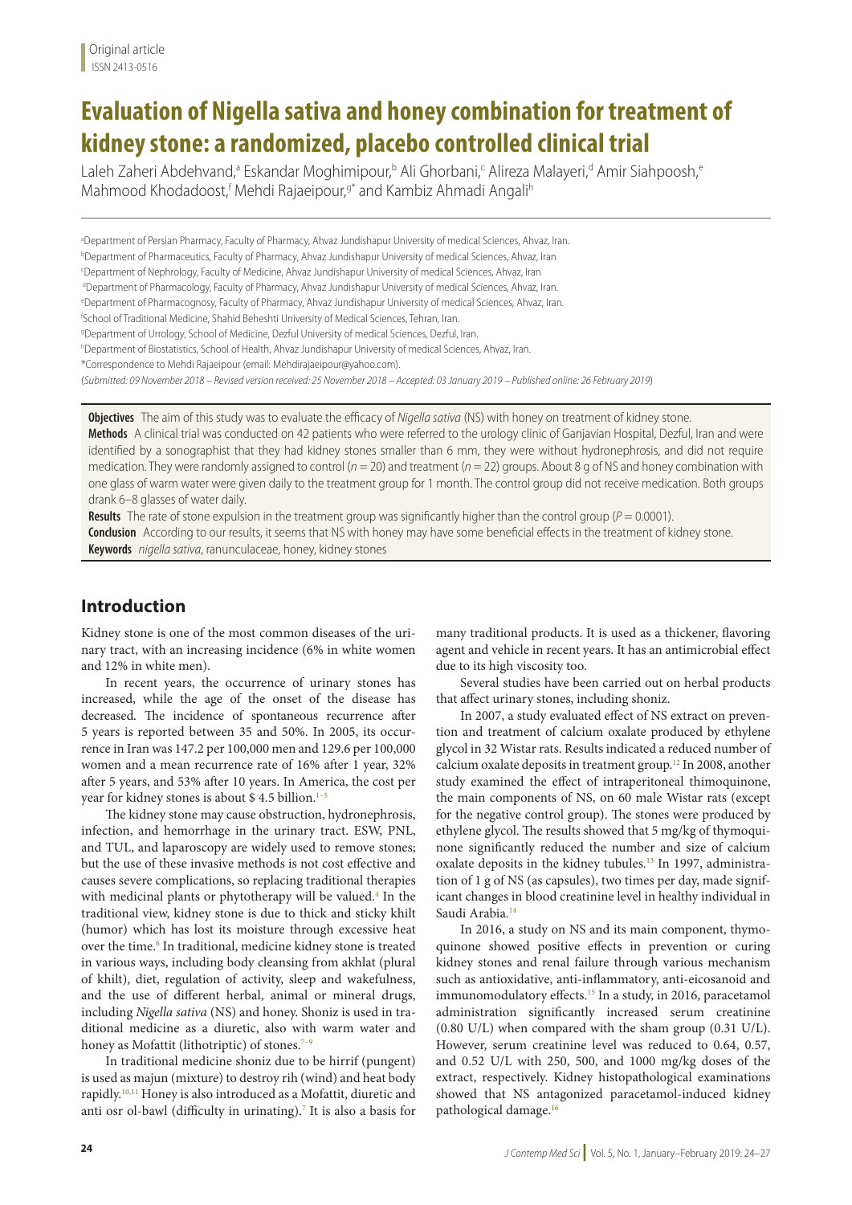Original article

ISSN 2413-0516

# Evaluation of Nigella sativa and honey combination for treatment of kidney stone: a randomized, placebo controlled clinical trial

Laleh Zaheri Abdehvand,[a] Eskandar Moghimipour,[b] Ali Ghorbani,[c] Alireza Malayeri,[d] Amir Siahpoosh,[e] Mahmood Khodadoost,[f] Mehdi Rajaeipour,[g*] and Kambiz Ahmadi Angali[h]

[a]Department of Persian Pharmacy, Faculty of Pharmacy, Ahvaz Jundishapur University of medical Sciences, Ahvaz, Iran.
[b]Department of Pharmaceutics, Faculty of Pharmacy, Ahvaz Jundishapur University of medical Sciences, Ahvaz, Iran
[c]Department of Nephrology, Faculty of Medicine, Ahvaz Jundishapur University of medical Sciences, Ahvaz, Iran
[d]Department of Pharmacology, Faculty of Pharmacy, Ahvaz Jundishapur University of medical Sciences, Ahvaz, Iran.
[e]Department of Pharmacognosy, Faculty of Pharmacy, Ahvaz Jundishapur University of medical Sciences, Ahvaz, Iran.
[f]School of Traditional Medicine, Shahid Beheshti University of Medical Sciences, Tehran, Iran.
[g]Department of Urrology, School of Medicine, Dezful University of medical Sciences, Dezful, Iran.
[h]Department of Biostatistics, School of Health, Ahvaz Jundishapur University of medical Sciences, Ahvaz, Iran.
*Correspondence to Mehdi Rajaeipour (email: Mehdirajaeipour@yahoo.com).

(*Submitted: 09 November 2018 – Revised version received: 25 November 2018 – Accepted: 03 January 2019 – Published online: 26 February 2019*)

**Objectives** The aim of this study was to evaluate the efficacy of *Nigella sativa* (NS) with honey on treatment of kidney stone.

**Methods** A clinical trial was conducted on 42 patients who were referred to the urology clinic of Ganjavian Hospital, Dezful, Iran and were identified by a sonographist that they had kidney stones smaller than 6 mm, they were without hydronephrosis, and did not require medication. They were randomly assigned to control ($n = 20$) and treatment ($n = 22$) groups. About 8 g of NS and honey combination with one glass of warm water were given daily to the treatment group for 1 month. The control group did not receive medication. Both groups drank 6–8 glasses of water daily.

**Results** The rate of stone expulsion in the treatment group was significantly higher than the control group ($P = 0.0001$).

**Conclusion** According to our results, it seems that NS with honey may have some beneficial effects in the treatment of kidney stone.

**Keywords** *nigella sativa*, ranunculaceae, honey, kidney stones

## Introduction

Kidney stone is one of the most common diseases of the urinary tract, with an increasing incidence (6% in white women and 12% in white men).

In recent years, the occurrence of urinary stones has increased, while the age of the onset of the disease has decreased. The incidence of spontaneous recurrence after 5 years is reported between 35 and 50%. In 2005, its occurrence in Iran was 147.2 per 100,000 men and 129.6 per 100,000 women and a mean recurrence rate of 16% after 1 year, 32% after 5 years, and 53% after 10 years. In America, the cost per year for kidney stones is about $ 4.5 billion.[1–5]

The kidney stone may cause obstruction, hydronephrosis, infection, and hemorrhage in the urinary tract. ESW, PNL, and TUL, and laparoscopy are widely used to remove stones; but the use of these invasive methods is not cost effective and causes severe complications, so replacing traditional therapies with medicinal plants or phytotherapy will be valued.[4] In the traditional view, kidney stone is due to thick and sticky khilt (humor) which has lost its moisture through excessive heat over the time.[6] In traditional, medicine kidney stone is treated in various ways, including body cleansing from akhlat (plural of khilt), diet, regulation of activity, sleep and wakefulness, and the use of different herbal, animal or mineral drugs, including *Nigella sativa* (NS) and honey. Shoniz is used in traditional medicine as a diuretic, also with warm water and honey as Mofattit (lithotriptic) of stones.[7–9]

In traditional medicine shoniz due to be hirrif (pungent) is used as majun (mixture) to destroy rih (wind) and heat body rapidly.[10,11] Honey is also introduced as a Mofattit, diuretic and anti osr ol-bawl (difficulty in urinating).[7] It is also a basis for many traditional products. It is used as a thickener, flavoring agent and vehicle in recent years. It has an antimicrobial effect due to its high viscosity too.

Several studies have been carried out on herbal products that affect urinary stones, including shoniz.

In 2007, a study evaluated effect of NS extract on prevention and treatment of calcium oxalate produced by ethylene glycol in 32 Wistar rats. Results indicated a reduced number of calcium oxalate deposits in treatment group.[12] In 2008, another study examined the effect of intraperitoneal thimoquinone, the main components of NS, on 60 male Wistar rats (except for the negative control group). The stones were produced by ethylene glycol. The results showed that 5 mg/kg of thymoquinone significantly reduced the number and size of calcium oxalate deposits in the kidney tubules.[13] In 1997, administration of 1 g of NS (as capsules), two times per day, made significant changes in blood creatinine level in healthy individual in Saudi Arabia.[14]

In 2016, a study on NS and its main component, thymoquinone showed positive effects in prevention or curing kidney stones and renal failure through various mechanism such as antioxidative, anti-inflammatory, anti-eicosanoid and immunomodulatory effects.[15] In a study, in 2016, paracetamol administration significantly increased serum creatinine (0.80 U/L) when compared with the sham group (0.31 U/L). However, serum creatinine level was reduced to 0.64, 0.57, and 0.52 U/L with 250, 500, and 1000 mg/kg doses of the extract, respectively. Kidney histopathological examinations showed that NS antagonized paracetamol-induced kidney pathological damage.[16]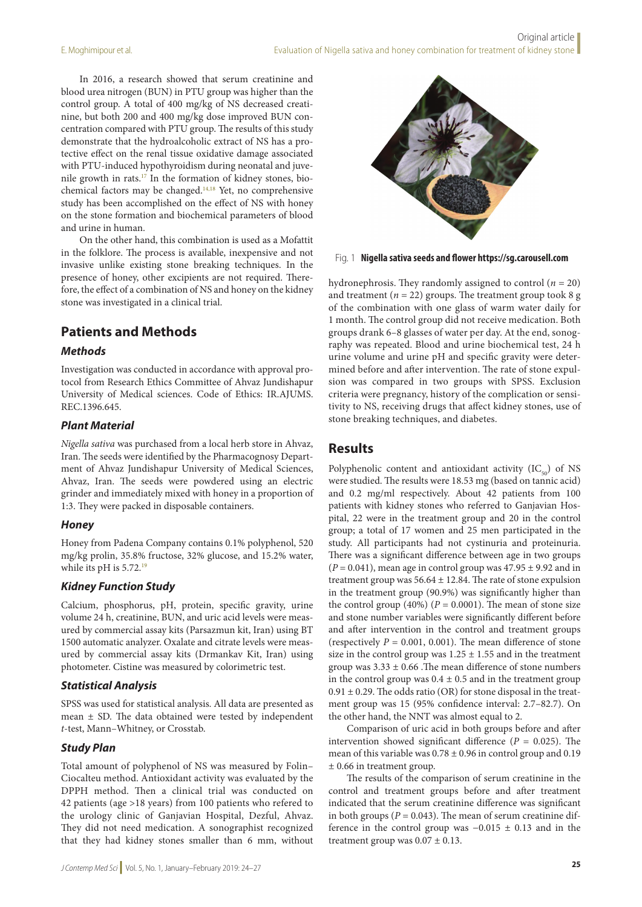In 2016, a research showed that serum creatinine and blood urea nitrogen (BUN) in PTU group was higher than the control group. A total of 400 mg/kg of NS decreased creatinine, but both 200 and 400 mg/kg dose improved BUN concentration compared with PTU group. The results of this study demonstrate that the hydroalcoholic extract of NS has a protective effect on the renal tissue oxidative damage associated with PTU-induced hypothyroidism during neonatal and juvenile growth in rats.[17] In the formation of kidney stones, biochemical factors may be changed.[14,18] Yet, no comprehensive study has been accomplished on the effect of NS with honey on the stone formation and biochemical parameters of blood and urine in human.

On the other hand, this combination is used as a Mofattit in the folklore. The process is available, inexpensive and not invasive unlike existing stone breaking techniques. In the presence of honey, other excipients are not required. Therefore, the effect of a combination of NS and honey on the kidney stone was investigated in a clinical trial.

## Patients and Methods

### Methods

Investigation was conducted in accordance with approval protocol from Research Ethics Committee of Ahvaz Jundishapur University of Medical sciences. Code of Ethics: IR.AJUMS.REC.1396.645.

### Plant Material

*Nigella sativa* was purchased from a local herb store in Ahvaz, Iran. The seeds were identified by the Pharmacognosy Department of Ahvaz Jundishapur University of Medical Sciences, Ahvaz, Iran. The seeds were powdered using an electric grinder and immediately mixed with honey in a proportion of 1:3. They were packed in disposable containers.

### Honey

Honey from Padena Company contains 0.1% polyphenol, 520 mg/kg prolin, 35.8% fructose, 32% glucose, and 15.2% water, while its pH is 5.72.[19]

### Kidney Function Study

Calcium, phosphorus, pH, protein, specific gravity, urine volume 24 h, creatinine, BUN, and uric acid levels were measured by commercial assay kits (Parsazmun kit, Iran) using BT 1500 automatic analyzer. Oxalate and citrate levels were measured by commercial assay kits (Drmankav Kit, Iran) using photometer. Cistine was measured by colorimetric test.

### Statistical Analysis

SPSS was used for statistical analysis. All data are presented as mean ± SD. The data obtained were tested by independent *t*-test, Mann–Whitney, or Crosstab.

### Study Plan

Total amount of polyphenol of NS was measured by Folin–Ciocalteu method. Antioxidant activity was evaluated by the DPPH method. Then a clinical trial was conducted on 42 patients (age >18 years) from 100 patients who refered to the urology clinic of Ganjavian Hospital, Dezful, Ahvaz. They did not need medication. A sonographist recognized that they had kidney stones smaller than 6 mm, without hydronephrosis. They randomly assigned to control ($n = 20$) and treatment ($n = 22$) groups. The treatment group took 8 g of the combination with one glass of warm water daily for 1 month. The control group did not receive medication. Both groups drank 6–8 glasses of water per day. At the end, sonography was repeated. Blood and urine biochemical test, 24 h urine volume and urine pH and specific gravity were determined before and after intervention. The rate of stone expulsion was compared in two groups with SPSS. Exclusion criteria were pregnancy, history of the complication or sensitivity to NS, receiving drugs that affect kidney stones, use of stone breaking techniques, and diabetes.

Fig. 1 **Nigella sativa seeds and flower https://sg.carousell.com**

## Results

Polyphenolic content and antioxidant activity ($IC_{50}$) of NS were studied. The results were 18.53 mg (based on tannic acid) and 0.2 mg/ml respectively. About 42 patients from 100 patients with kidney stones who referred to Ganjavian Hospital, 22 were in the treatment group and 20 in the control group; a total of 17 women and 25 men participated in the study. All participants had not cystinuria and proteinuria. There was a significant difference between age in two groups ($P = 0.041$), mean age in control group was 47.95 ± 9.92 and in treatment group was 56.64 ± 12.84. The rate of stone expulsion in the treatment group (90.9%) was significantly higher than the control group (40%) ($P = 0.0001$). The mean of stone size and stone number variables were significantly different before and after intervention in the control and treatment groups (respectively $P = 0.001$, 0.001). The mean difference of stone size in the control group was 1.25 ± 1.55 and in the treatment group was 3.33 ± 0.66 .The mean difference of stone numbers in the control group was 0.4 ± 0.5 and in the treatment group 0.91 ± 0.29. The odds ratio (OR) for stone disposal in the treatment group was 15 (95% confidence interval: 2.7–82.7). On the other hand, the NNT was almost equal to 2.

Comparison of uric acid in both groups before and after intervention showed significant difference ($P = 0.025$). The mean of this variable was 0.78 ± 0.96 in control group and 0.19 ± 0.66 in treatment group.

The results of the comparison of serum creatinine in the control and treatment groups before and after treatment indicated that the serum creatinine difference was significant in both groups ($P = 0.043$). The mean of serum creatinine difference in the control group was −0.015 ± 0.13 and in the treatment group was 0.07 ± 0.13.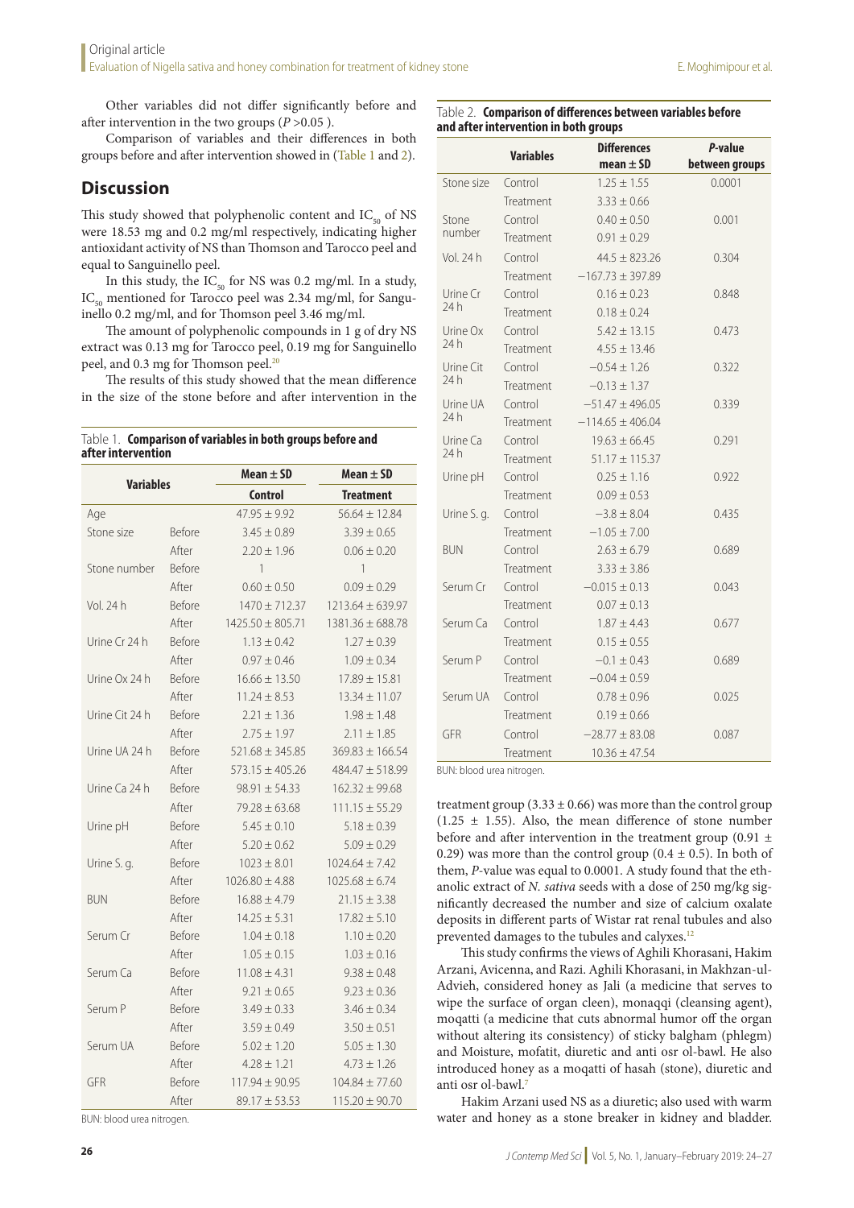Other variables did not differ significantly before and after intervention in the two groups ($P > 0.05$).

Comparison of variables and their differences in both groups before and after intervention showed in (Table 1 and 2).

## Discussion

This study showed that polyphenolic content and $IC_{50}$ of NS were 18.53 mg and 0.2 mg/ml respectively, indicating higher antioxidant activity of NS than Thomson and Tarocco peel and equal to Sanguinello peel.

In this study, the $IC_{50}$ for NS was 0.2 mg/ml. In a study, $IC_{50}$ mentioned for Tarocco peel was 2.34 mg/ml, for Sanguinello 0.2 mg/ml, and for Thomson peel 3.46 mg/ml.

The amount of polyphenolic compounds in 1 g of dry NS extract was 0.13 mg for Tarocco peel, 0.19 mg for Sanguinello peel, and 0.3 mg for Thomson peel.[20]

The results of this study showed that the mean difference in the size of the stone before and after intervention in the treatment group (3.33 ± 0.66) was more than the control group (1.25 ± 1.55). Also, the mean difference of stone number before and after intervention in the treatment group (0.91 ± 0.29) was more than the control group (0.4 ± 0.5). In both of them, *P*-value was equal to 0.0001. A study found that the ethanolic extract of *N. sativa* seeds with a dose of 250 mg/kg significantly decreased the number and size of calcium oxalate deposits in different parts of Wistar rat renal tubules and also prevented damages to the tubules and calyxes.[12]

This study confirms the views of Aghili Khorasani, Hakim Arzani, Avicenna, and Razi. Aghili Khorasani, in Makhzan-ul-Advieh, considered honey as Jali (a medicine that serves to wipe the surface of organ clean), monaqqi (cleansing agent), moqatti (a medicine that cuts abnormal humor off the organ without altering its consistency) of sticky balgham (phlegm) and Moisture, mofatit, diuretic and anti osr ol-bawl. He also introduced honey as a moqatti of hasah (stone), diuretic and anti osr ol-bawl.[7]

Hakim Arzani used NS as a diuretic; also used with warm water and honey as a stone breaker in kidney and bladder.

Table 1. **Comparison of variables in both groups before and after intervention**

| Variables | | Mean ± SD | Mean ± SD |
|---|---|---|---|
| | | **Control** | **Treatment** |
| Age | | 47.95 ± 9.92 | 56.64 ± 12.84 |
| Stone size | Before | 3.45 ± 0.89 | 3.39 ± 0.65 |
| | After | 2.20 ± 1.96 | 0.06 ± 0.20 |
| Stone number | Before | 1 | 1 |
| | After | 0.60 ± 0.50 | 0.09 ± 0.29 |
| Vol. 24 h | Before | 1470 ± 712.37 | 1213.64 ± 639.97 |
| | After | 1425.50 ± 805.71 | 1381.36 ± 688.78 |
| Urine Cr 24 h | Before | 1.13 ± 0.42 | 1.27 ± 0.39 |
| | After | 0.97 ± 0.46 | 1.09 ± 0.34 |
| Urine Ox 24 h | Before | 16.66 ± 13.50 | 17.89 ± 15.81 |
| | After | 11.24 ± 8.53 | 13.34 ± 11.07 |
| Urine Cit 24 h | Before | 2.21 ± 1.36 | 1.98 ± 1.48 |
| | After | 2.75 ± 1.97 | 2.11 ± 1.85 |
| Urine UA 24 h | Before | 521.68 ± 345.85 | 369.83 ± 166.54 |
| | After | 573.15 ± 405.26 | 484.47 ± 518.99 |
| Urine Ca 24 h | Before | 98.91 ± 54.33 | 162.32 ± 99.68 |
| | After | 79.28 ± 63.68 | 111.15 ± 55.29 |
| Urine pH | Before | 5.45 ± 0.10 | 5.18 ± 0.39 |
| | After | 5.20 ± 0.62 | 5.09 ± 0.29 |
| Urine S. g. | Before | 1023 ± 8.01 | 1024.64 ± 7.42 |
| | After | 1026.80 ± 4.88 | 1025.68 ± 6.74 |
| BUN | Before | 16.88 ± 4.79 | 21.15 ± 3.38 |
| | After | 14.25 ± 5.31 | 17.82 ± 5.10 |
| Serum Cr | Before | 1.04 ± 0.18 | 1.10 ± 0.20 |
| | After | 1.05 ± 0.15 | 1.03 ± 0.16 |
| Serum Ca | Before | 11.08 ± 4.31 | 9.38 ± 0.48 |
| | After | 9.21 ± 0.65 | 9.23 ± 0.36 |
| Serum P | Before | 3.49 ± 0.33 | 3.46 ± 0.34 |
| | After | 3.59 ± 0.49 | 3.50 ± 0.51 |
| Serum UA | Before | 5.02 ± 1.20 | 5.05 ± 1.30 |
| | After | 4.28 ± 1.21 | 4.73 ± 1.26 |
| GFR | Before | 117.94 ± 90.95 | 104.84 ± 77.60 |
| | After | 89.17 ± 53.53 | 115.20 ± 90.70 |

BUN: blood urea nitrogen.

Table 2. **Comparison of differences between variables before and after intervention in both groups**

| | Variables | Differences mean ± SD | *P*-value between groups |
|---|---|---|---|
| Stone size | Control | 1.25 ± 1.55 | 0.0001 |
| | Treatment | 3.33 ± 0.66 | |
| Stone number | Control | 0.40 ± 0.50 | 0.001 |
| | Treatment | 0.91 ± 0.29 | |
| Vol. 24 h | Control | 44.5 ± 823.26 | 0.304 |
| | Treatment | −167.73 ± 397.89 | |
| Urine Cr 24 h | Control | 0.16 ± 0.23 | 0.848 |
| | Treatment | 0.18 ± 0.24 | |
| Urine Ox 24 h | Control | 5.42 ± 13.15 | 0.473 |
| | Treatment | 4.55 ± 13.46 | |
| Urine Cit 24 h | Control | −0.54 ± 1.26 | 0.322 |
| | Treatment | −0.13 ± 1.37 | |
| Urine UA 24 h | Control | −51.47 ± 496.05 | 0.339 |
| | Treatment | −114.65 ± 406.04 | |
| Urine Ca 24 h | Control | 19.63 ± 66.45 | 0.291 |
| | Treatment | 51.17 ± 115.37 | |
| Urine pH | Control | 0.25 ± 1.16 | 0.922 |
| | Treatment | 0.09 ± 0.53 | |
| Urine S. g. | Control | −3.8 ± 8.04 | 0.435 |
| | Treatment | −1.05 ± 7.00 | |
| BUN | Control | 2.63 ± 6.79 | 0.689 |
| | Treatment | 3.33 ± 3.86 | |
| Serum Cr | Control | −0.015 ± 0.13 | 0.043 |
| | Treatment | 0.07 ± 0.13 | |
| Serum Ca | Control | 1.87 ± 4.43 | 0.677 |
| | Treatment | 0.15 ± 0.55 | |
| Serum P | Control | −0.1 ± 0.43 | 0.689 |
| | Treatment | −0.04 ± 0.59 | |
| Serum UA | Control | 0.78 ± 0.96 | 0.025 |
| | Treatment | 0.19 ± 0.66 | |
| GFR | Control | −28.77 ± 83.08 | 0.087 |
| | Treatment | 10.36 ± 47.54 | |

BUN: blood urea nitrogen.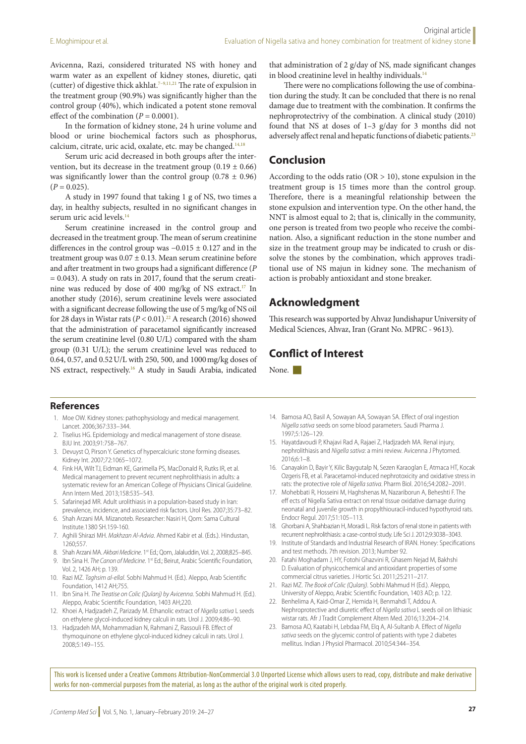Avicenna, Razi, considered triturated NS with honey and warm water as an expellent of kidney stones, diuretic, qati (cutter) of digestive thick akhlat.[7–9,11,21] The rate of expulsion in the treatment group (90.9%) was significantly higher than the control group (40%), which indicated a potent stone removal effect of the combination ($P = 0.0001$).

In the formation of kidney stone, 24 h urine volume and blood or urine biochemical factors such as phosphorus, calcium, citrate, uric acid, oxalate, etc. may be changed.[14,18]

Serum uric acid decreased in both groups after the intervention, but its decrease in the treatment group ($0.19 \pm 0.66$) was significantly lower than the control group ($0.78 \pm 0.96$) ($P = 0.025$).

A study in 1997 found that taking 1 g of NS, two times a day, in healthy subjects, resulted in no significant changes in serum uric acid levels.[14]

Serum creatinine increased in the control group and decreased in the treatment group. The mean of serum creatinine differences in the control group was $-0.015 \pm 0.127$ and in the treatment group was $0.07 \pm 0.13$. Mean serum creatinine before and after treatment in two groups had a significant difference ($P = 0.043$). A study on rats in 2017, found that the serum creatinine was reduced by dose of 400 mg/kg of NS extract.[17] In another study (2016), serum creatinine levels were associated with a significant decrease following the use of 5 mg/kg of NS oil for 28 days in Wistar rats ($P < 0.01$).[22] A research (2016) showed that the administration of paracetamol significantly increased the serum creatinine level (0.80 U/L) compared with the sham group (0.31 U/L); the serum creatinine level was reduced to 0.64, 0.57, and 0.52 U/L with 250, 500, and 1000 mg/kg doses of NS extract, respectively.[16] A study in Saudi Arabia, indicated that administration of 2 g/day of NS, made significant changes in blood creatinine level in healthy individuals.[14]

There were no complications following the use of combination during the study. It can be concluded that there is no renal damage due to treatment with the combination. It confirms the nephroprotectrivy of the combination. A clinical study (2010) found that NS at doses of 1–3 g/day for 3 months did not adversely affect renal and hepatic functions of diabetic patients.[23]

## Conclusion

According to the odds ratio (OR > 10), stone expulsion in the treatment group is 15 times more than the control group. Therefore, there is a meaningful relationship between the stone expulsion and intervention type. On the other hand, the NNT is almost equal to 2; that is, clinically in the community, one person is treated from two people who receive the combination. Also, a significant reduction in the stone number and size in the treatment group may be indicated to crush or dissolve the stones by the combination, which approves traditional use of NS majun in kidney sone. The mechanism of action is probably antioxidant and stone breaker.

## Acknowledgment

This research was supported by Ahvaz Jundishapur University of Medical Sciences, Ahvaz, Iran (Grant No. MPRC - 9613).

## Conflict of Interest

None.

## References

1. Moe OW. Kidney stones: pathophysiology and medical management. Lancet. 2006;367:333–344.
2. Tiselius HG. Epidemiology and medical management of stone disease. BJU Int. 2003;91:758–767.
3. Devuyst O, Pirson Y. Genetics of hypercalciuric stone forming diseases. Kidney Int. 2007;72:1065–1072.
4. Fink HA, Wilt TJ, Eidman KE, Garimella PS, MacDonald R, Rutks IR, et al. Medical management to prevent recurrent nephrolithiasis in adults: a systematic review for an American College of Physicians Clinical Guideline. Ann Intern Med. 2013;158:535–543.
5. Safarinejad MR. Adult urolithiasis in a population-based study in Iran: prevalence, incidence, and associated risk factors. Urol Res. 2007;35:73–82.
6. Shah Arzani MA. Mizanoteb. Researcher: Nasiri H, Qom: Sama Cultural Institute.1380 SH.159-160.
7. Aghili Shirazi MH. *Makhzan Al-Advia*. Ahmed Kabir et al. (Eds.). Hindustan, 1260;557.
8. Shah Arzani MA. *Akbari Medicine*. 1st Ed.; Qom, Jalaluddin, Vol. 2, 2008;825–845.
9. Ibn Sina H. *The Canon of Medicine*. 1st Ed.; Beirut, Arabic Scientific Foundation, Vol. 2, 1426 AH; p. 139.
10. Razi MZ. *Taghsim al-ellal*. Sobhi Mahmud H. (Ed.). Aleppo, Arab Scientific Foundation, 1412 AH;755.
11. Ibn Sina H. *The Treatise on Colic (Qulanj) by Avicenna*. Sobhi Mahmud H. (Ed.). Aleppo, Arabic Scientific Foundation, 1403 AH;220.
12. Khoei A, Hadjzadeh Z, Parizady M. Ethanolic extract of *Nigella sativa* L seeds on ethylene glycol-induced kidney calculi in rats. Urol J. 2009;4:86–90.
13. Hadjzadeh MA, Mohammadian N, Rahmani Z, Rassouli FB. Effect of thymoquinone on ethylene glycol-induced kidney calculi in rats. Urol J. 2008;5:149–155.
14. Bamosa AO, Basil A, Sowayan AA, Sowayan SA. Effect of oral ingestion *Nigella sativa* seeds on some blood parameters. Saudi Pharma J. 1997;5:126–129.
15. Hayatdavoudi P, Khajavi Rad A, Rajaei Z, Hadjzadeh MA. Renal injury, nephrolithiasis and *Nigella sativa*: a mini review. Avicenna J Phytomed. 2016;6:1–8.
16. Canayakin D, Bayir Y, Kilic Baygutalp N, Sezen Karaoglan E, Atmaca HT, Kocak Ozgeris FB, et al. Paracetamol-induced nephrotoxicity and oxidative stress in rats: the protective role of *Nigella sativa*. Pharm Biol. 2016;54:2082–2091.
17. Mohebbati R, Hosseini M, Haghshenas M, Nazariborun A, Beheshti F. The eff ects of Nigella Sativa extract on renal tissue oxidative damage during neonatal and juvenile growth in propylthiouracil-induced hypothyroid rats. Endocr Regul. 2017;51:105–113.
18. Ghorbani A, Shahbazian H, Moradi L. Risk factors of renal stone in patients with recurrent nephrolithiasis: a case-control study. Life Sci J. 2012;9:3038–3043.
19. Institute of Standards and Industrial Research of IRAN. Honey: Specifications and test methods. 7th revision. 2013; Number 92.
20. Fatahi Moghadam J, HY, Fotohi Ghazvini R, Ghasem Nejad M, Bakhshi D. Evaluation of physicochemical and antioxidant properties of some commercial citrus varieties. J Hortic Sci. 2011;25:211–217.
21. Razi MZ. *The Book of Colic (Qulanj)*. Sobhi Mahmud H (Ed.). Aleppo, University of Aleppo, Arabic Scientific Foundation, 1403 AD; p. 122.
22. Benhelima A, Kaid-Omar Z, Hemida H, Benmahdi T, Addou A. Nephroprotective and diuretic effect of *Nigella sativa* L seeds oil on lithiasic wistar rats. Afr J Tradit Complement Altern Med. 2016;13:204–214.
23. Bamosa AO, Kaatabi H, Lebdaa FM, Elq A, Al-Sultanb A. Effect of *Nigella sativa* seeds on the glycemic control of patients with type 2 diabetes mellitus. Indian J Physiol Pharmacol. 2010;54:344–354.

This work is licensed under a Creative Commons Attribution-NonCommercial 3.0 Unported License which allows users to read, copy, distribute and make derivative works for non-commercial purposes from the material, as long as the author of the original work is cited properly.